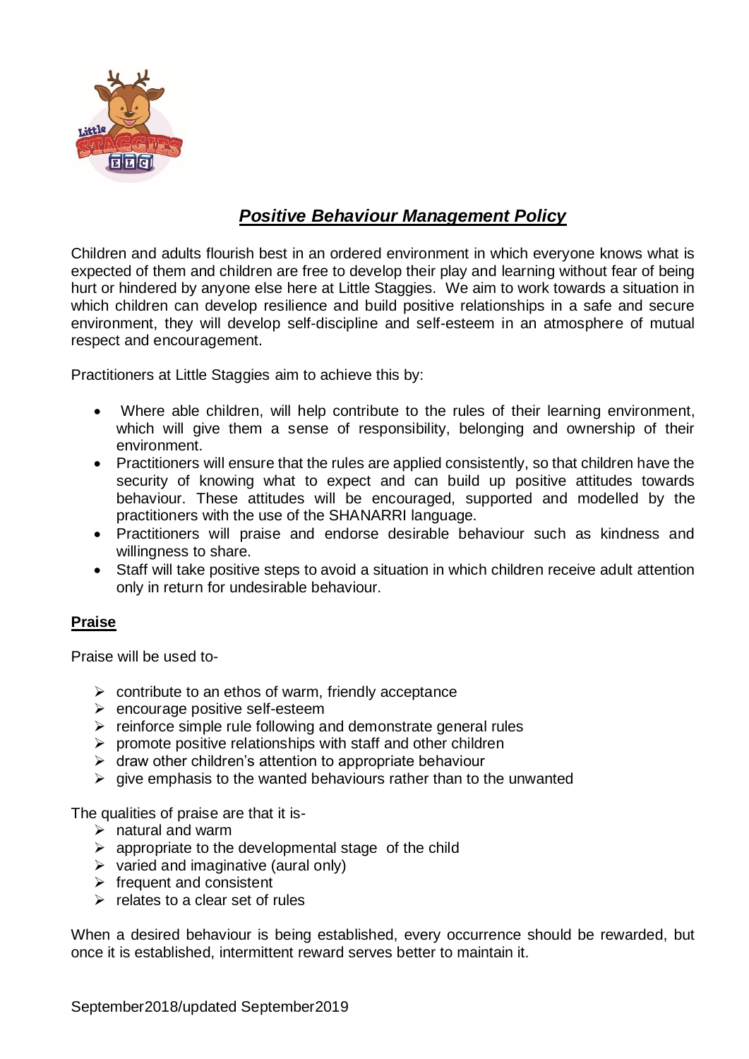# ***Positive Behaviour Management Policy***

Children and adults flourish best in an ordered environment in which everyone knows what is expected of them and children are free to develop their play and learning without fear of being hurt or hindered by anyone else here at Little Staggies. We aim to work towards a situation in which children can develop resilience and build positive relationships in a safe and secure environment, they will develop self-discipline and self-esteem in an atmosphere of mutual respect and encouragement.

Practitioners at Little Staggies aim to achieve this by:

- Where able children, will help contribute to the rules of their learning environment, which will give them a sense of responsibility, belonging and ownership of their environment.
- Practitioners will ensure that the rules are applied consistently, so that children have the security of knowing what to expect and can build up positive attitudes towards behaviour. These attitudes will be encouraged, supported and modelled by the practitioners with the use of the SHANARRI language.
- Practitioners will praise and endorse desirable behaviour such as kindness and willingness to share.
- Staff will take positive steps to avoid a situation in which children receive adult attention only in return for undesirable behaviour.

## Praise

Praise will be used to-

- contribute to an ethos of warm, friendly acceptance
- encourage positive self-esteem
- reinforce simple rule following and demonstrate general rules
- promote positive relationships with staff and other children
- draw other children's attention to appropriate behaviour
- give emphasis to the wanted behaviours rather than to the unwanted

The qualities of praise are that it is-

- natural and warm
- appropriate to the developmental stage of the child
- varied and imaginative (aural only)
- frequent and consistent
- relates to a clear set of rules

When a desired behaviour is being established, every occurrence should be rewarded, but once it is established, intermittent reward serves better to maintain it.

September2018/updated September2019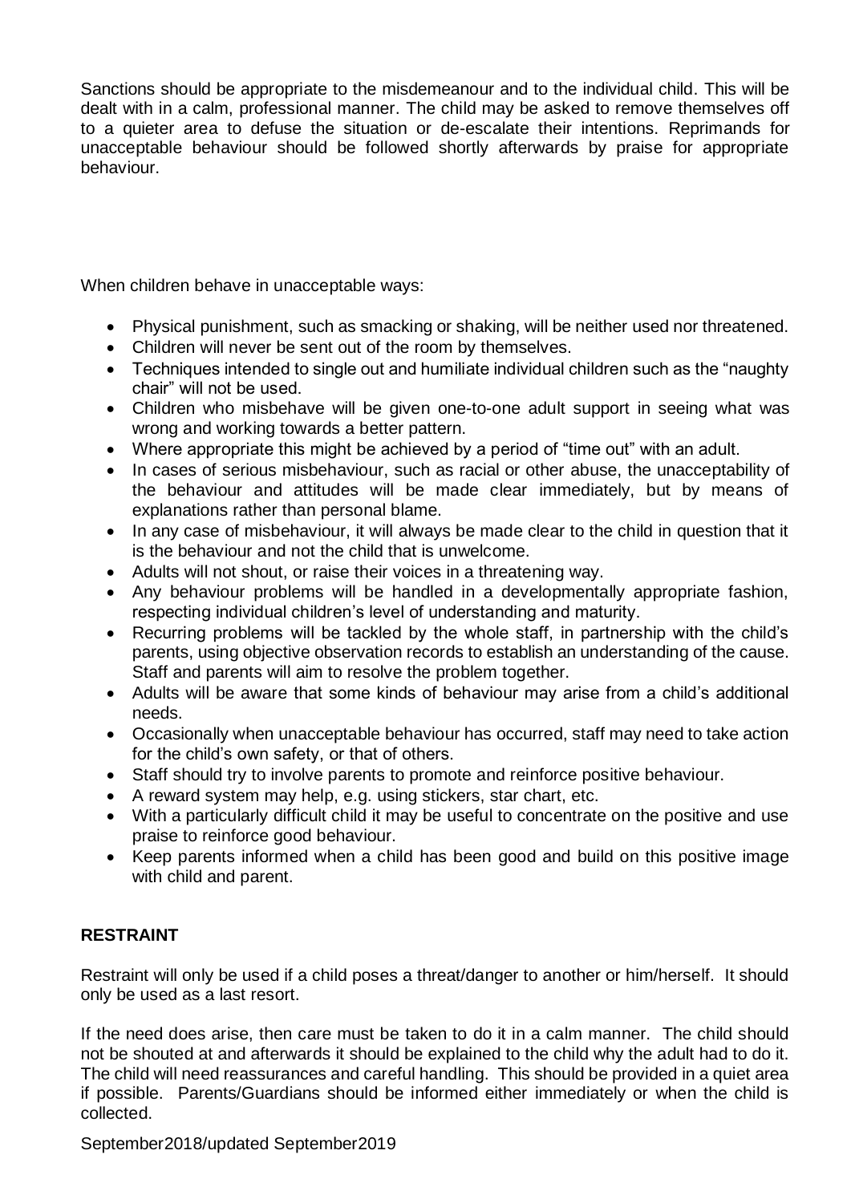Sanctions should be appropriate to the misdemeanour and to the individual child. This will be dealt with in a calm, professional manner. The child may be asked to remove themselves off to a quieter area to defuse the situation or de-escalate their intentions. Reprimands for unacceptable behaviour should be followed shortly afterwards by praise for appropriate behaviour.

When children behave in unacceptable ways:

- Physical punishment, such as smacking or shaking, will be neither used nor threatened.
- Children will never be sent out of the room by themselves.
- Techniques intended to single out and humiliate individual children such as the "naughty chair" will not be used.
- Children who misbehave will be given one-to-one adult support in seeing what was wrong and working towards a better pattern.
- Where appropriate this might be achieved by a period of "time out" with an adult.
- In cases of serious misbehaviour, such as racial or other abuse, the unacceptability of the behaviour and attitudes will be made clear immediately, but by means of explanations rather than personal blame.
- In any case of misbehaviour, it will always be made clear to the child in question that it is the behaviour and not the child that is unwelcome.
- Adults will not shout, or raise their voices in a threatening way.
- Any behaviour problems will be handled in a developmentally appropriate fashion, respecting individual children's level of understanding and maturity.
- Recurring problems will be tackled by the whole staff, in partnership with the child's parents, using objective observation records to establish an understanding of the cause. Staff and parents will aim to resolve the problem together.
- Adults will be aware that some kinds of behaviour may arise from a child's additional needs.
- Occasionally when unacceptable behaviour has occurred, staff may need to take action for the child's own safety, or that of others.
- Staff should try to involve parents to promote and reinforce positive behaviour.
- A reward system may help, e.g. using stickers, star chart, etc.
- With a particularly difficult child it may be useful to concentrate on the positive and use praise to reinforce good behaviour.
- Keep parents informed when a child has been good and build on this positive image with child and parent.

**RESTRAINT**

Restraint will only be used if a child poses a threat/danger to another or him/herself. It should only be used as a last resort.

If the need does arise, then care must be taken to do it in a calm manner. The child should not be shouted at and afterwards it should be explained to the child why the adult had to do it. The child will need reassurances and careful handling. This should be provided in a quiet area if possible. Parents/Guardians should be informed either immediately or when the child is collected.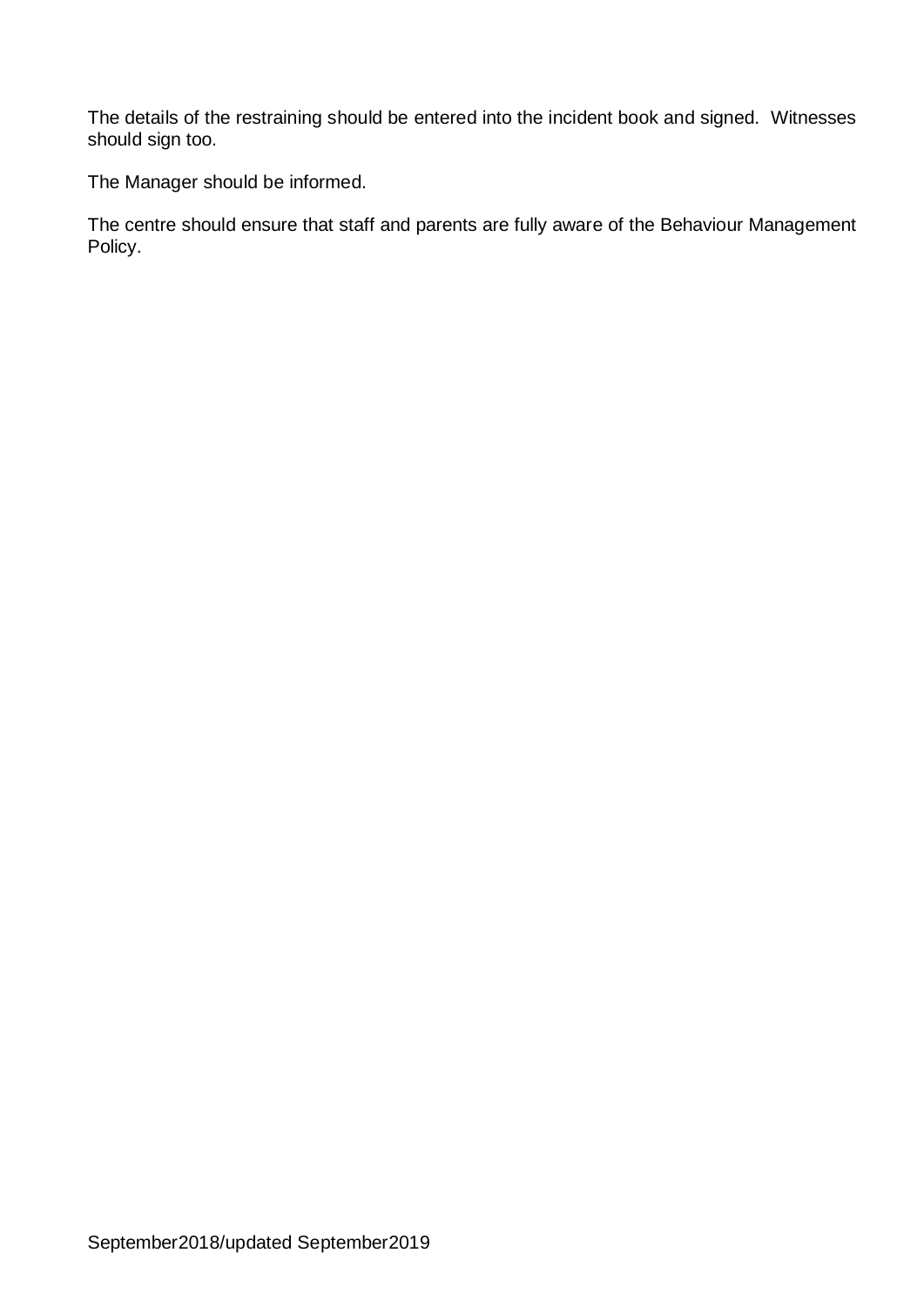The details of the restraining should be entered into the incident book and signed. Witnesses should sign too.

The Manager should be informed.

The centre should ensure that staff and parents are fully aware of the Behaviour Management Policy.

September2018/updated September2019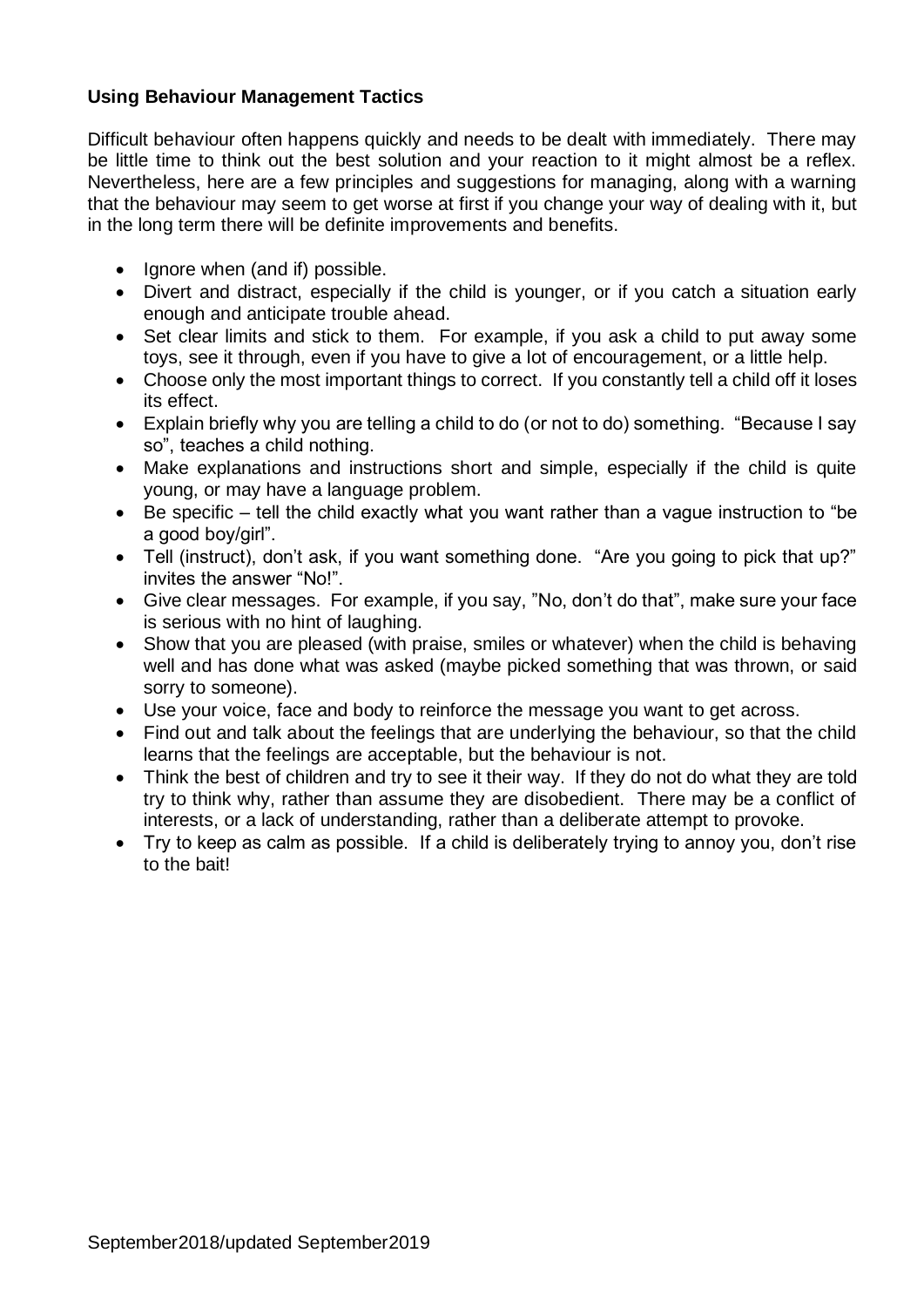**Using Behaviour Management Tactics**

Difficult behaviour often happens quickly and needs to be dealt with immediately. There may be little time to think out the best solution and your reaction to it might almost be a reflex. Nevertheless, here are a few principles and suggestions for managing, along with a warning that the behaviour may seem to get worse at first if you change your way of dealing with it, but in the long term there will be definite improvements and benefits.

- Ignore when (and if) possible.
- Divert and distract, especially if the child is younger, or if you catch a situation early enough and anticipate trouble ahead.
- Set clear limits and stick to them. For example, if you ask a child to put away some toys, see it through, even if you have to give a lot of encouragement, or a little help.
- Choose only the most important things to correct. If you constantly tell a child off it loses its effect.
- Explain briefly why you are telling a child to do (or not to do) something. "Because I say so", teaches a child nothing.
- Make explanations and instructions short and simple, especially if the child is quite young, or may have a language problem.
- Be specific – tell the child exactly what you want rather than a vague instruction to "be a good boy/girl".
- Tell (instruct), don't ask, if you want something done. "Are you going to pick that up?" invites the answer "No!".
- Give clear messages. For example, if you say, "No, don't do that", make sure your face is serious with no hint of laughing.
- Show that you are pleased (with praise, smiles or whatever) when the child is behaving well and has done what was asked (maybe picked something that was thrown, or said sorry to someone).
- Use your voice, face and body to reinforce the message you want to get across.
- Find out and talk about the feelings that are underlying the behaviour, so that the child learns that the feelings are acceptable, but the behaviour is not.
- Think the best of children and try to see it their way. If they do not do what they are told try to think why, rather than assume they are disobedient. There may be a conflict of interests, or a lack of understanding, rather than a deliberate attempt to provoke.
- Try to keep as calm as possible. If a child is deliberately trying to annoy you, don't rise to the bait!

September2018/updated September2019